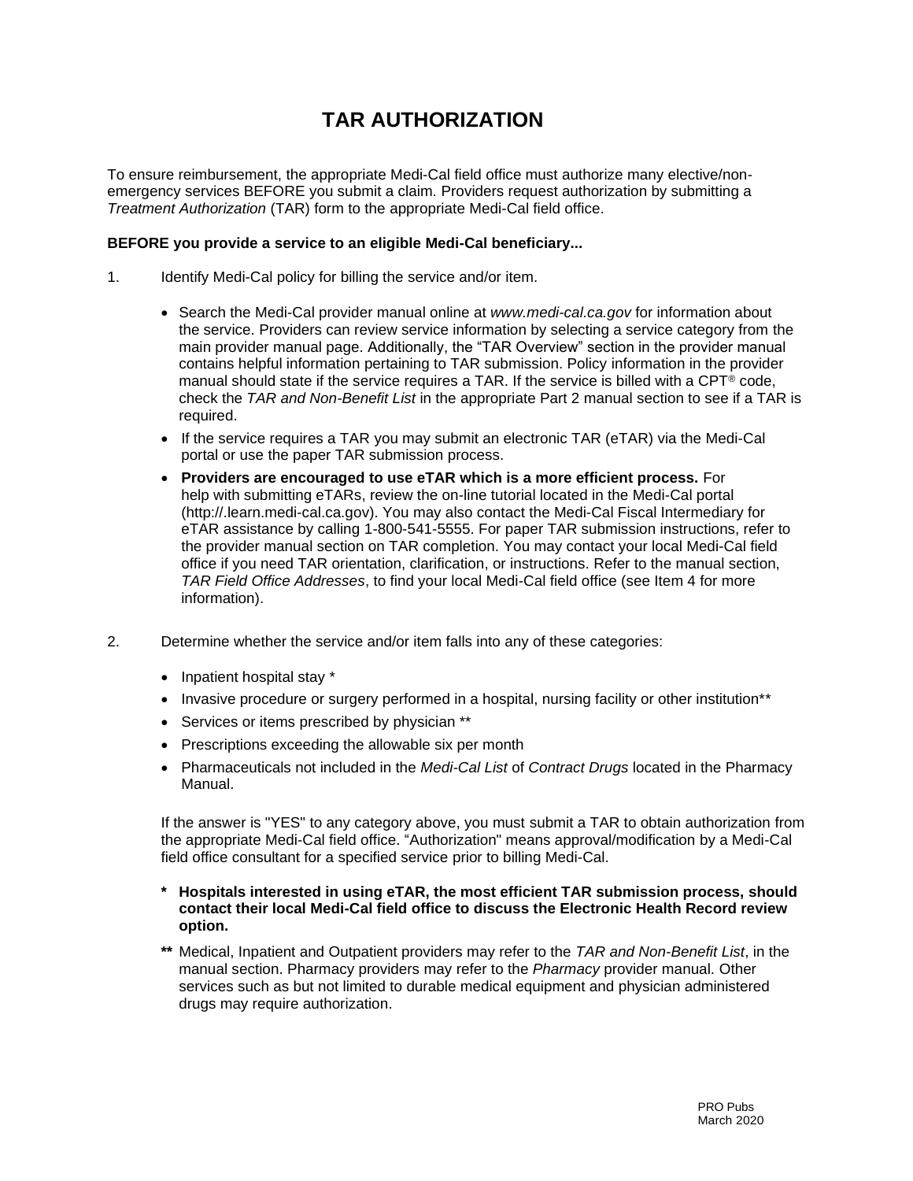# TAR AUTHORIZATION

To ensure reimbursement, the appropriate Medi-Cal field office must authorize many elective/non-emergency services BEFORE you submit a claim. Providers request authorization by submitting a *Treatment Authorization* (TAR) form to the appropriate Medi-Cal field office.

**BEFORE you provide a service to an eligible Medi-Cal beneficiary...**

1. Identify Medi-Cal policy for billing the service and/or item.

   - Search the Medi-Cal provider manual online at *www.medi-cal.ca.gov* for information about the service. Providers can review service information by selecting a service category from the main provider manual page. Additionally, the "TAR Overview" section in the provider manual contains helpful information pertaining to TAR submission. Policy information in the provider manual should state if the service requires a TAR. If the service is billed with a CPT® code, check the *TAR and Non-Benefit List* in the appropriate Part 2 manual section to see if a TAR is required.
   - If the service requires a TAR you may submit an electronic TAR (eTAR) via the Medi-Cal portal or use the paper TAR submission process.
   - **Providers are encouraged to use eTAR which is a more efficient process.** For help with submitting eTARs, review the on-line tutorial located in the Medi-Cal portal (http://.learn.medi-cal.ca.gov). You may also contact the Medi-Cal Fiscal Intermediary for eTAR assistance by calling 1-800-541-5555. For paper TAR submission instructions, refer to the provider manual section on TAR completion. You may contact your local Medi-Cal field office if you need TAR orientation, clarification, or instructions. Refer to the manual section, *TAR Field Office Addresses*, to find your local Medi-Cal field office (see Item 4 for more information).

2. Determine whether the service and/or item falls into any of these categories:

   - Inpatient hospital stay *
   - Invasive procedure or surgery performed in a hospital, nursing facility or other institution**
   - Services or items prescribed by physician **
   - Prescriptions exceeding the allowable six per month
   - Pharmaceuticals not included in the *Medi-Cal List* of *Contract Drugs* located in the Pharmacy Manual.

   If the answer is "YES" to any category above, you must submit a TAR to obtain authorization from the appropriate Medi-Cal field office. "Authorization" means approval/modification by a Medi-Cal field office consultant for a specified service prior to billing Medi-Cal.

   **\* Hospitals interested in using eTAR, the most efficient TAR submission process, should contact their local Medi-Cal field office to discuss the Electronic Health Record review option.**

   **\*\*** Medical, Inpatient and Outpatient providers may refer to the *TAR and Non-Benefit List*, in the manual section. Pharmacy providers may refer to the *Pharmacy* provider manual. Other services such as but not limited to durable medical equipment and physician administered drugs may require authorization.

PRO Pubs
March 2020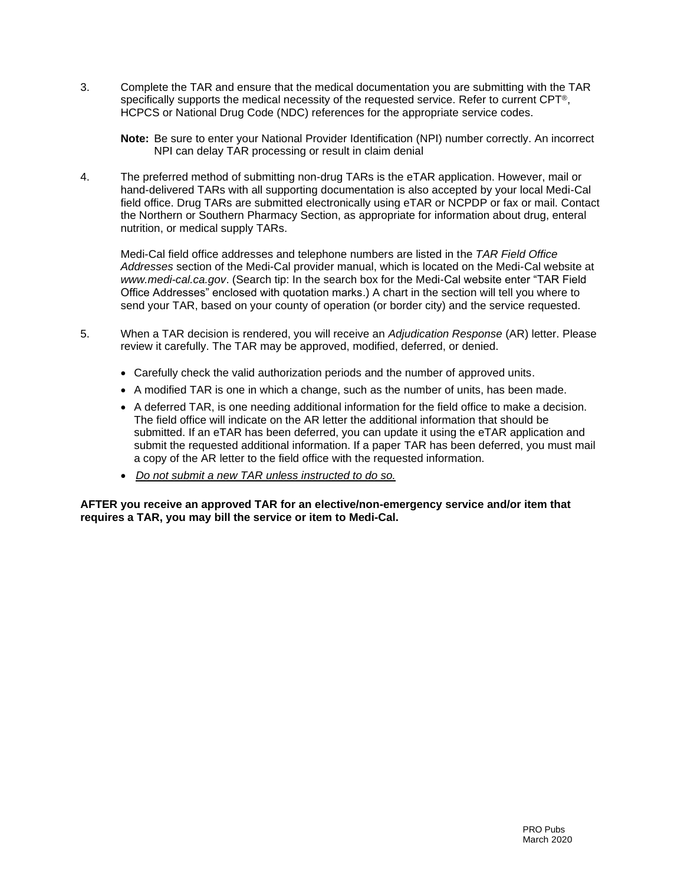3. Complete the TAR and ensure that the medical documentation you are submitting with the TAR specifically supports the medical necessity of the requested service. Refer to current CPT®, HCPCS or National Drug Code (NDC) references for the appropriate service codes.

   **Note:** Be sure to enter your National Provider Identification (NPI) number correctly. An incorrect NPI can delay TAR processing or result in claim denial

4. The preferred method of submitting non-drug TARs is the eTAR application. However, mail or hand-delivered TARs with all supporting documentation is also accepted by your local Medi-Cal field office. Drug TARs are submitted electronically using eTAR or NCPDP or fax or mail. Contact the Northern or Southern Pharmacy Section, as appropriate for information about drug, enteral nutrition, or medical supply TARs.

   Medi-Cal field office addresses and telephone numbers are listed in the *TAR Field Office Addresses* section of the Medi-Cal provider manual, which is located on the Medi-Cal website at *www.medi-cal.ca.gov*. (Search tip: In the search box for the Medi-Cal website enter "TAR Field Office Addresses" enclosed with quotation marks.) A chart in the section will tell you where to send your TAR, based on your county of operation (or border city) and the service requested.

5. When a TAR decision is rendered, you will receive an *Adjudication Response* (AR) letter. Please review it carefully. The TAR may be approved, modified, deferred, or denied.

   - Carefully check the valid authorization periods and the number of approved units.
   - A modified TAR is one in which a change, such as the number of units, has been made.
   - A deferred TAR, is one needing additional information for the field office to make a decision. The field office will indicate on the AR letter the additional information that should be submitted. If an eTAR has been deferred, you can update it using the eTAR application and submit the requested additional information. If a paper TAR has been deferred, you must mail a copy of the AR letter to the field office with the requested information.
   - *Do not submit a new TAR unless instructed to do so.*

**AFTER you receive an approved TAR for an elective/non-emergency service and/or item that requires a TAR, you may bill the service or item to Medi-Cal.**